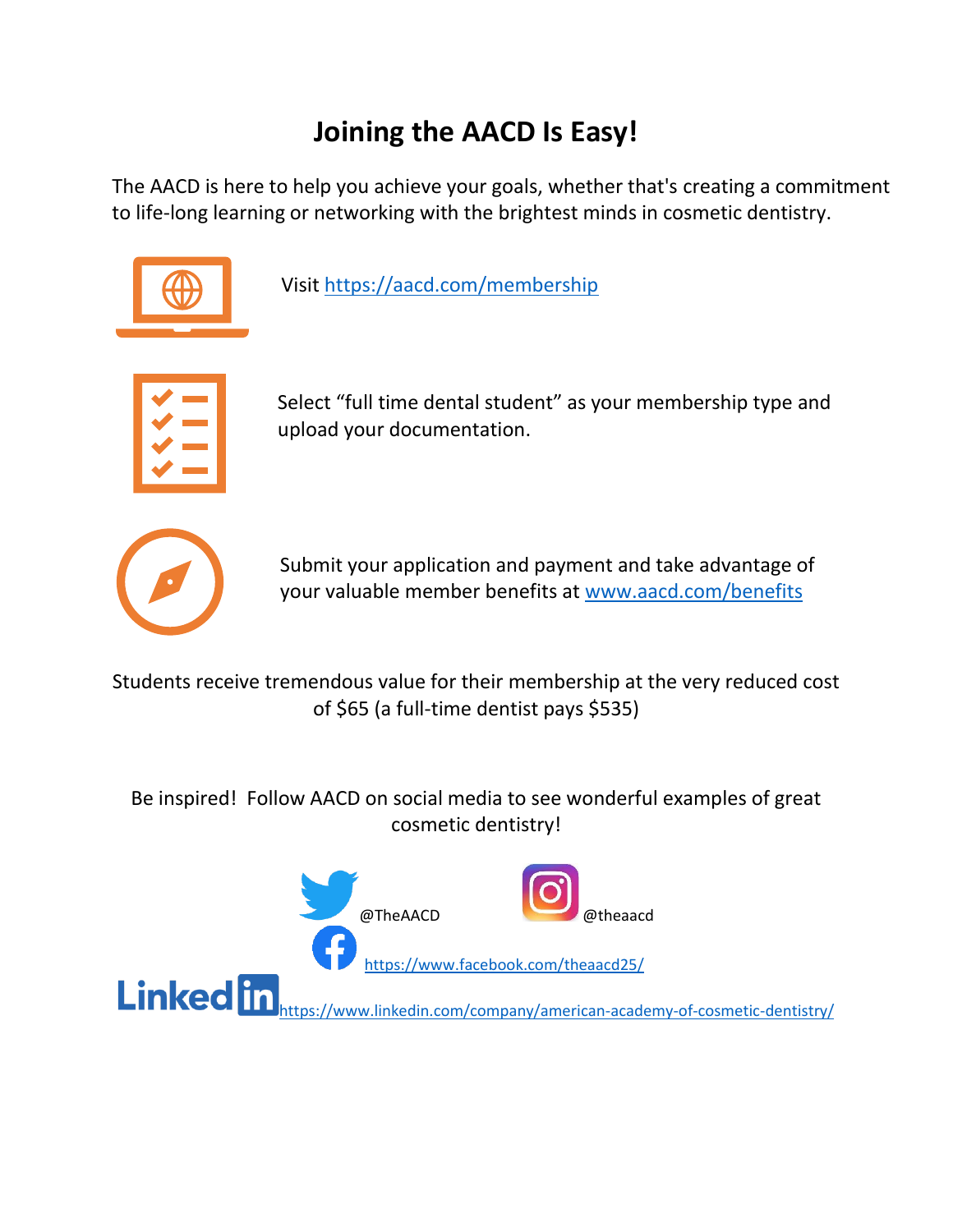# Joining the AACD Is Easy!

The AACD is here to help you achieve your goals, whether that's creating a commitment to life-long learning or networking with the brightest minds in cosmetic dentistry.

Visit https://aacd.com/membership

Select “full time dental student” as your membership type and upload your documentation.

Submit your application and payment and take advantage of your valuable member benefits at www.aacd.com/benefits

Students receive tremendous value for their membership at the very reduced cost of $65 (a full-time dentist pays $535)

Be inspired! Follow AACD on social media to see wonderful examples of great cosmetic dentistry!

@TheAACD

@theaacd

https://www.facebook.com/theaacd25/

https://www.linkedin.com/company/american-academy-of-cosmetic-dentistry/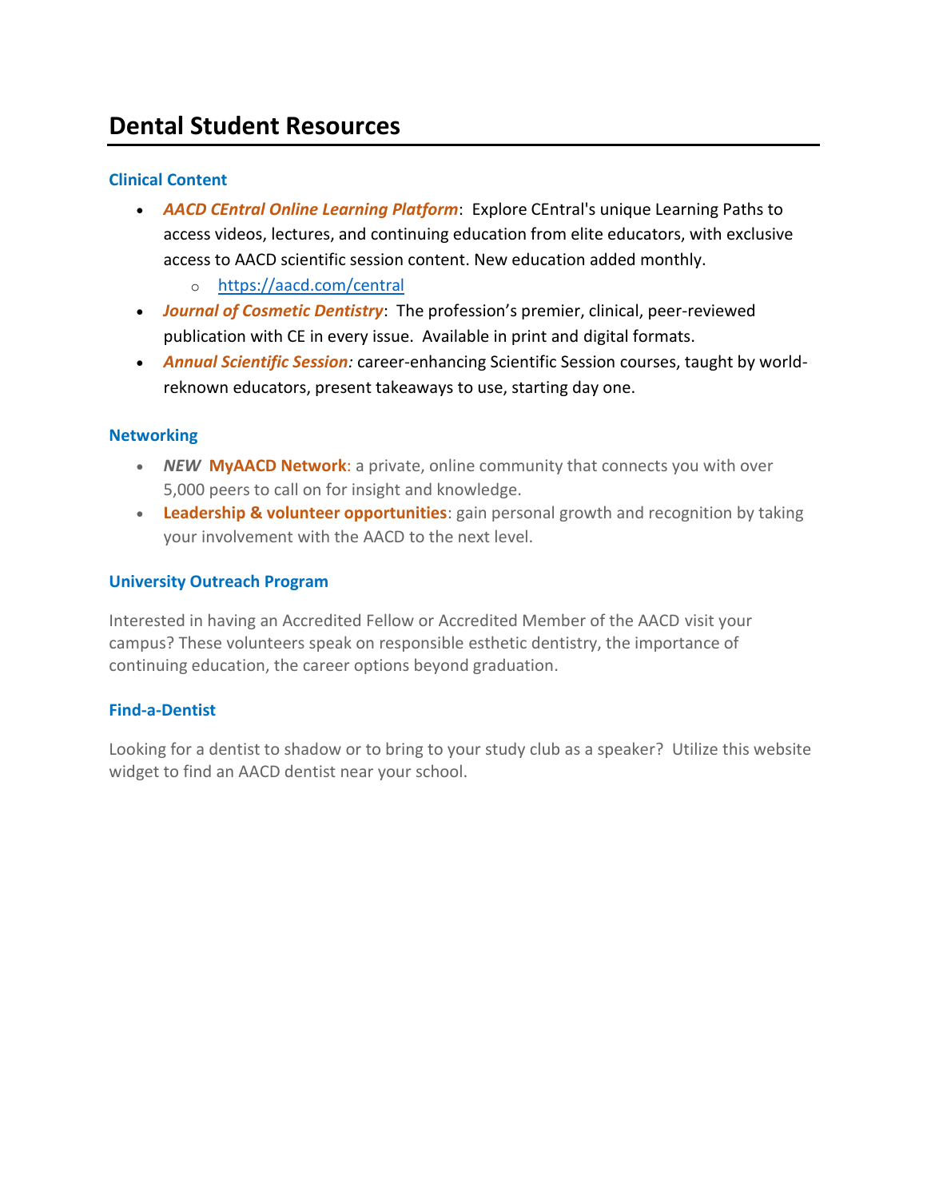# Dental Student Resources

## Clinical Content

- ***AACD CEntral Online Learning Platform***: Explore CEntral's unique Learning Paths to access videos, lectures, and continuing education from elite educators, with exclusive access to AACD scientific session content. New education added monthly.
    - https://aacd.com/central
- ***Journal of Cosmetic Dentistry***: The profession's premier, clinical, peer-reviewed publication with CE in every issue. Available in print and digital formats.
- ***Annual Scientific Session:*** career-enhancing Scientific Session courses, taught by world-reknown educators, present takeaways to use, starting day one.

## Networking

- ***NEW*** **MyAACD Network**: a private, online community that connects you with over 5,000 peers to call on for insight and knowledge.
- **Leadership & volunteer opportunities**: gain personal growth and recognition by taking your involvement with the AACD to the next level.

## University Outreach Program

Interested in having an Accredited Fellow or Accredited Member of the AACD visit your campus? These volunteers speak on responsible esthetic dentistry, the importance of continuing education, the career options beyond graduation.

## Find-a-Dentist

Looking for a dentist to shadow or to bring to your study club as a speaker? Utilize this website widget to find an AACD dentist near your school.